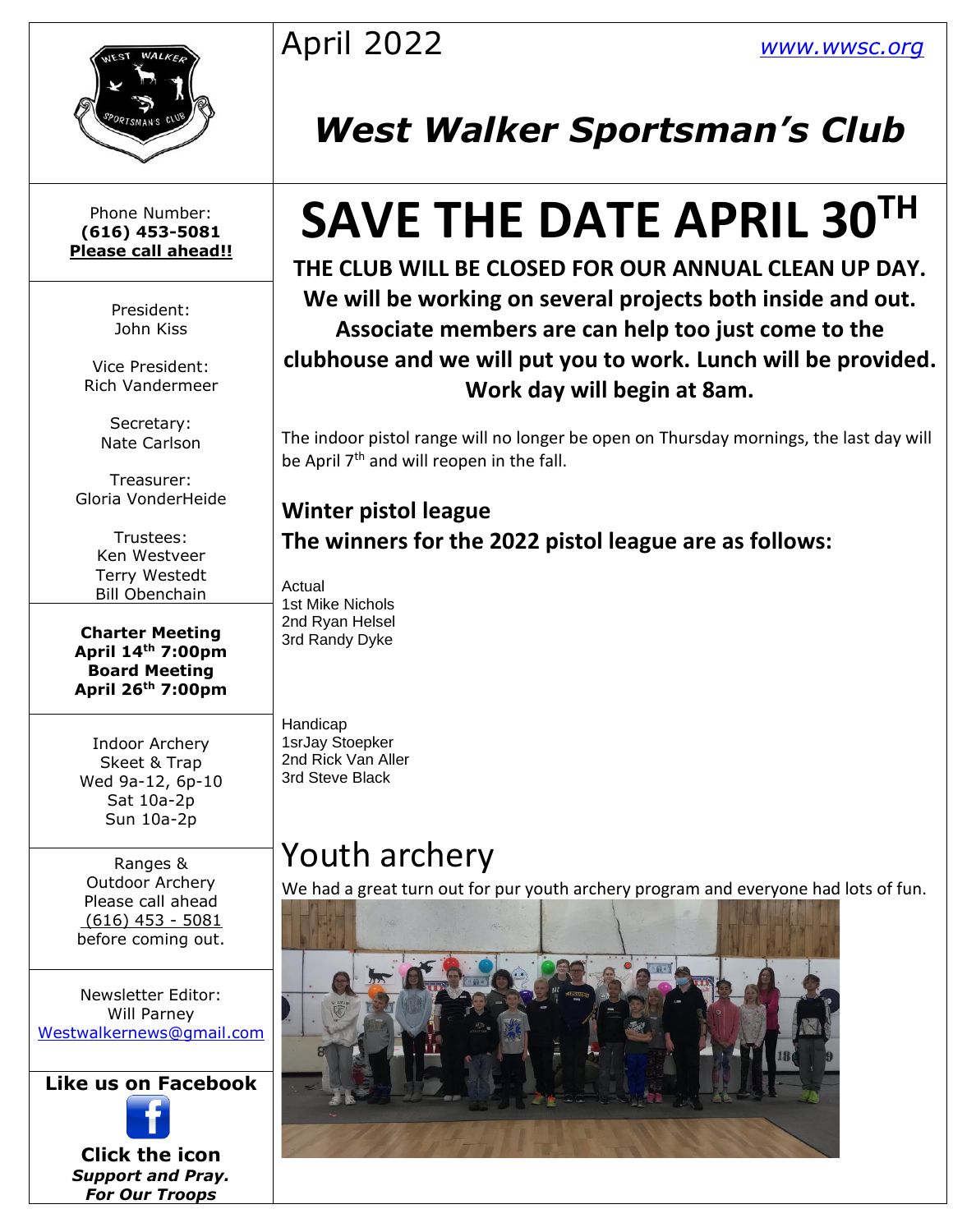April 2022 www.wwsc.org

# West Walker Sportsman's Club

Phone Number:
**(616) 453-5081**
**Please call ahead!!**

President:
John Kiss

Vice President:
Rich Vandermeer

Secretary:
Nate Carlson

Treasurer:
Gloria VonderHeide

Trustees:
Ken Westveer
Terry Westedt
Bill Obenchain

**Charter Meeting**
**April 14th 7:00pm**
**Board Meeting**
**April 26th 7:00pm**

Indoor Archery
Skeet & Trap
Wed 9a-12, 6p-10
Sat 10a-2p
Sun 10a-2p

Ranges &
Outdoor Archery
Please call ahead
(616) 453 - 5081
before coming out.

Newsletter Editor:
Will Parney
Westwalkernews@gmail.com

**Like us on Facebook**

**Click the icon**
***Support and Pray.***
***For Our Troops***

# SAVE THE DATE APRIL 30TH

**THE CLUB WILL BE CLOSED FOR OUR ANNUAL CLEAN UP DAY. We will be working on several projects both inside and out. Associate members are can help too just come to the clubhouse and we will put you to work. Lunch will be provided. Work day will begin at 8am.**

The indoor pistol range will no longer be open on Thursday mornings, the last day will be April 7th and will reopen in the fall.

## Winter pistol league

## The winners for the 2022 pistol league are as follows:

Actual
1st Mike Nichols
2nd Ryan Helsel
3rd Randy Dyke

Handicap
1srJay Stoepker
2nd Rick Van Aller
3rd Steve Black

# Youth archery

We had a great turn out for pur youth archery program and everyone had lots of fun.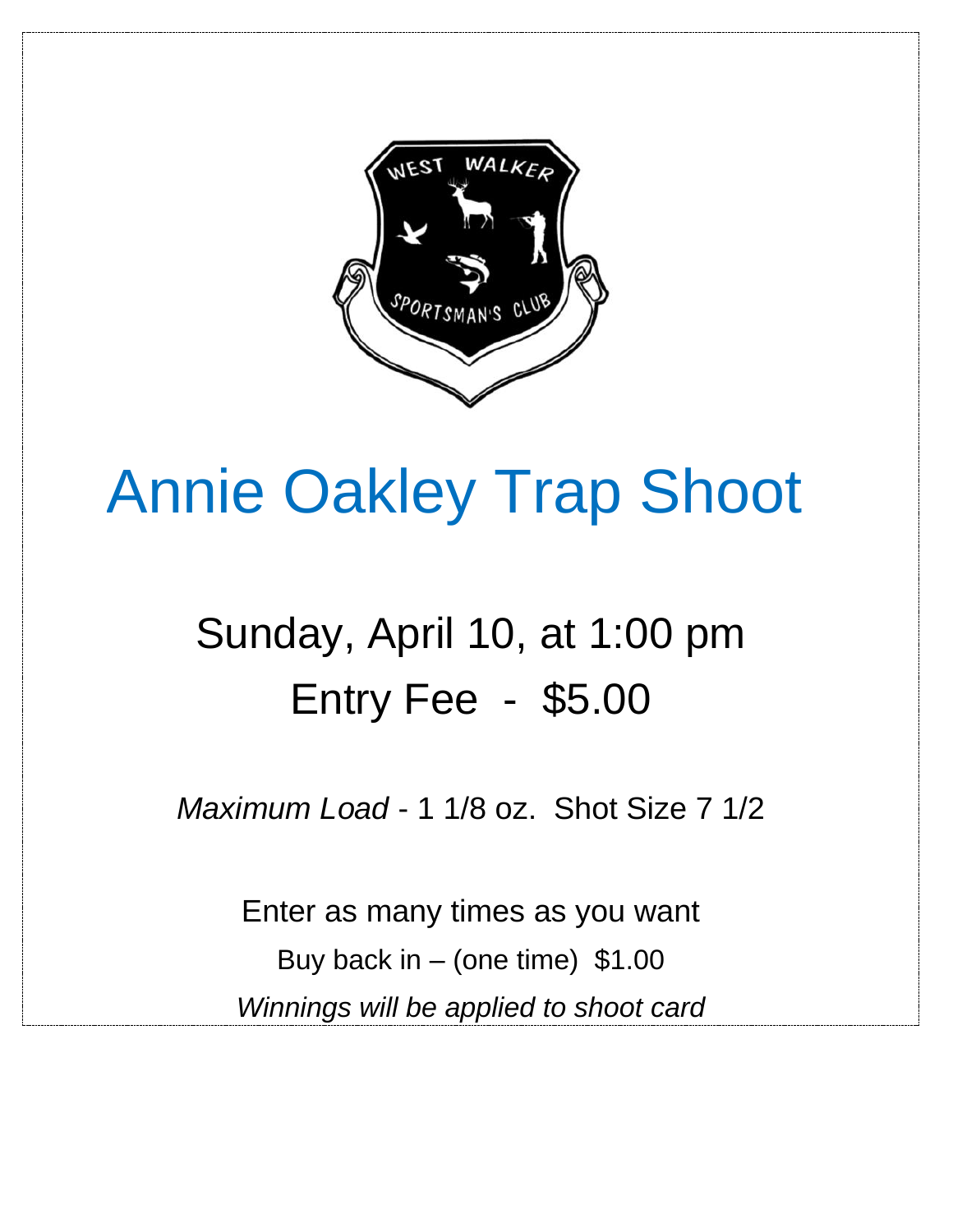# Annie Oakley Trap Shoot

## Sunday, April 10, at 1:00 pm

## Entry Fee - $5.00

*Maximum Load* - 1 1/8 oz. Shot Size 7 1/2

Enter as many times as you want

Buy back in – (one time) $1.00

*Winnings will be applied to shoot card*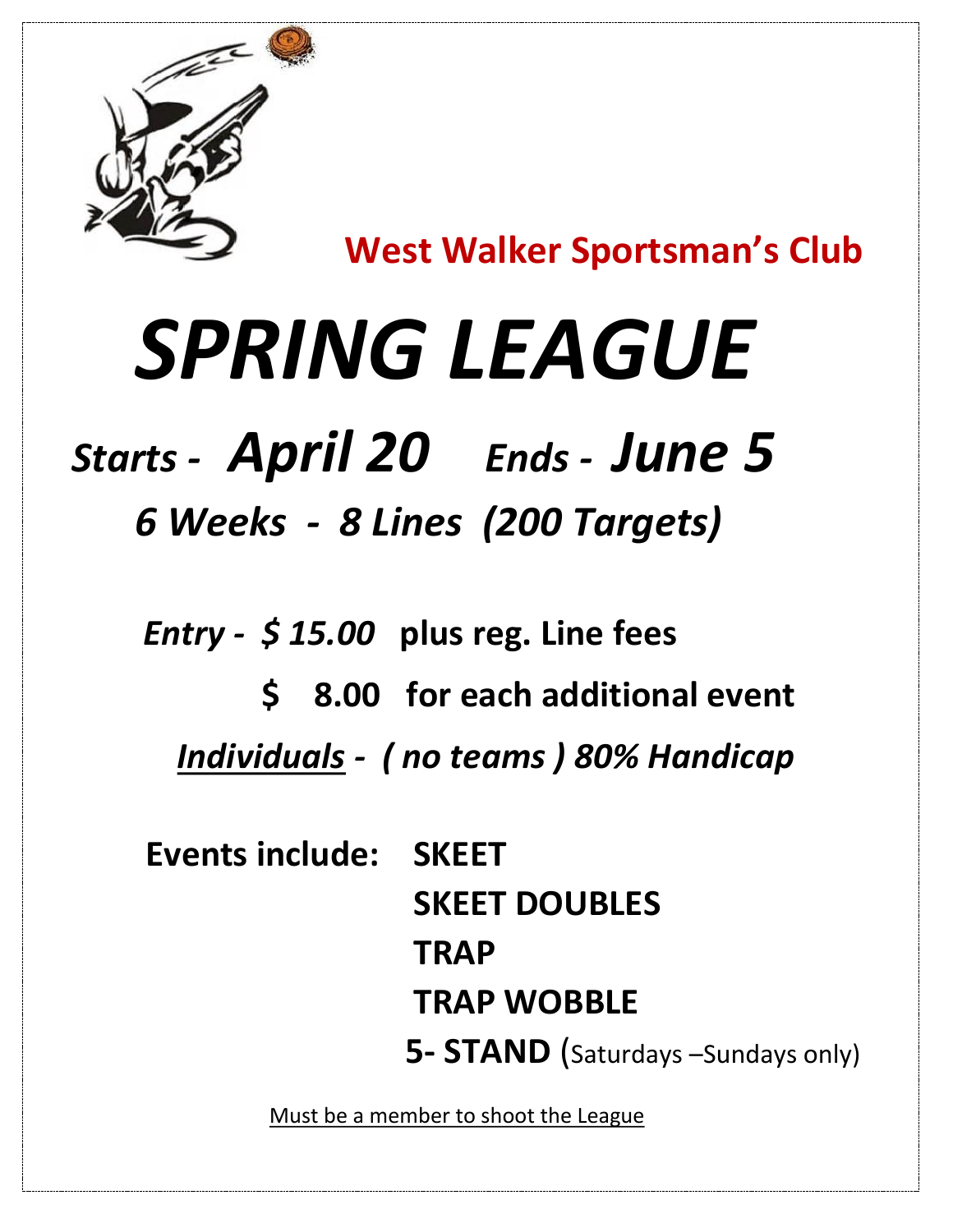## West Walker Sportsman's Club

# *SPRING LEAGUE*

## ***Starts - April 20  Ends - June 5***

### ***6 Weeks - 8 Lines (200 Targets)***

***Entry - $ 15.00*** **plus reg. Line fees**

**$ 8.00 for each additional event**

***Individuals - ( no teams ) 80% Handicap***

**Events include:**

- **SKEET**
- **SKEET DOUBLES**
- **TRAP**
- **TRAP WOBBLE**
- **5- STAND** (Saturdays –Sundays only)

Must be a member to shoot the League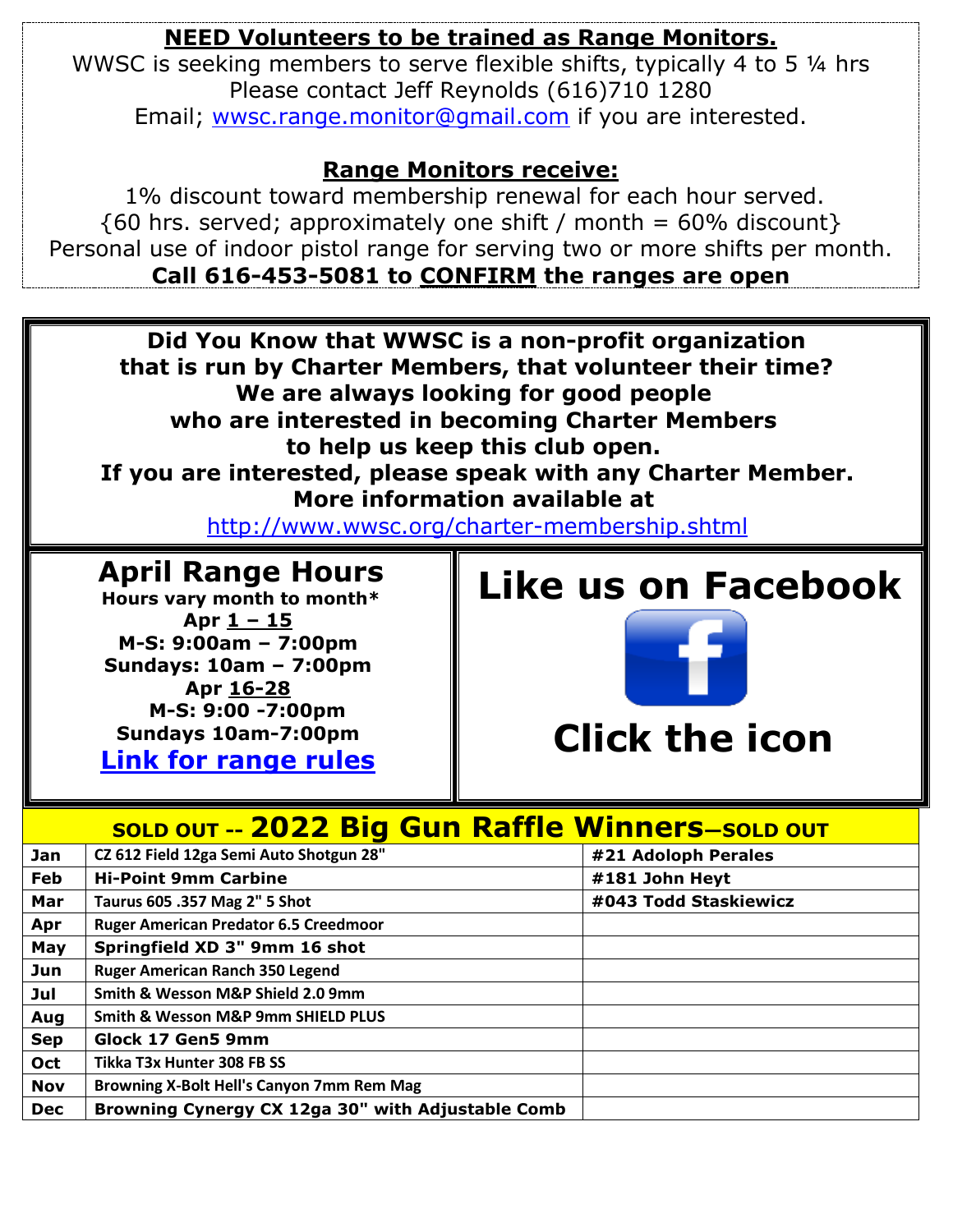## NEED Volunteers to be trained as Range Monitors.

WWSC is seeking members to serve flexible shifts, typically 4 to 5 ¼ hrs
Please contact Jeff Reynolds (616)710 1280
Email; wwsc.range.monitor@gmail.com if you are interested.

## Range Monitors receive:

1% discount toward membership renewal for each hour served.
{60 hrs. served; approximately one shift / month = 60% discount}
Personal use of indoor pistol range for serving two or more shifts per month.

**Call 616-453-5081 to CONFIRM the ranges are open**

**Did You Know that WWSC is a non-profit organization that is run by Charter Members, that volunteer their time? We are always looking for good people who are interested in becoming Charter Members to help us keep this club open. If you are interested, please speak with any Charter Member. More information available at**

http://www.wwsc.org/charter-membership.shtml

## April Range Hours

**Hours vary month to month***

**Apr 1 – 15**
**M-S: 9:00am – 7:00pm**
**Sundays: 10am – 7:00pm**

**Apr 16-28**
**M-S: 9:00 -7:00pm**
**Sundays 10am-7:00pm**

**Link for range rules**

## Like us on Facebook

## Click the icon

## SOLD OUT -- 2022 Big Gun Raffle Winners—SOLD OUT

| Month | Gun | Winner |
|---|---|---|
| Jan | CZ 612 Field 12ga Semi Auto Shotgun 28" | #21 Adoloph Perales |
| Feb | Hi-Point 9mm Carbine | #181 John Heyt |
| Mar | Taurus 605 .357 Mag 2" 5 Shot | #043 Todd Staskiewicz |
| Apr | Ruger American Predator 6.5 Creedmoor | |
| May | Springfield XD 3" 9mm 16 shot | |
| Jun | Ruger American Ranch 350 Legend | |
| Jul | Smith & Wesson M&P Shield 2.0 9mm | |
| Aug | Smith & Wesson M&P 9mm SHIELD PLUS | |
| Sep | Glock 17 Gen5 9mm | |
| Oct | Tikka T3x Hunter 308 FB SS | |
| Nov | Browning X-Bolt Hell's Canyon 7mm Rem Mag | |
| Dec | Browning Cynergy CX 12ga 30" with Adjustable Comb | |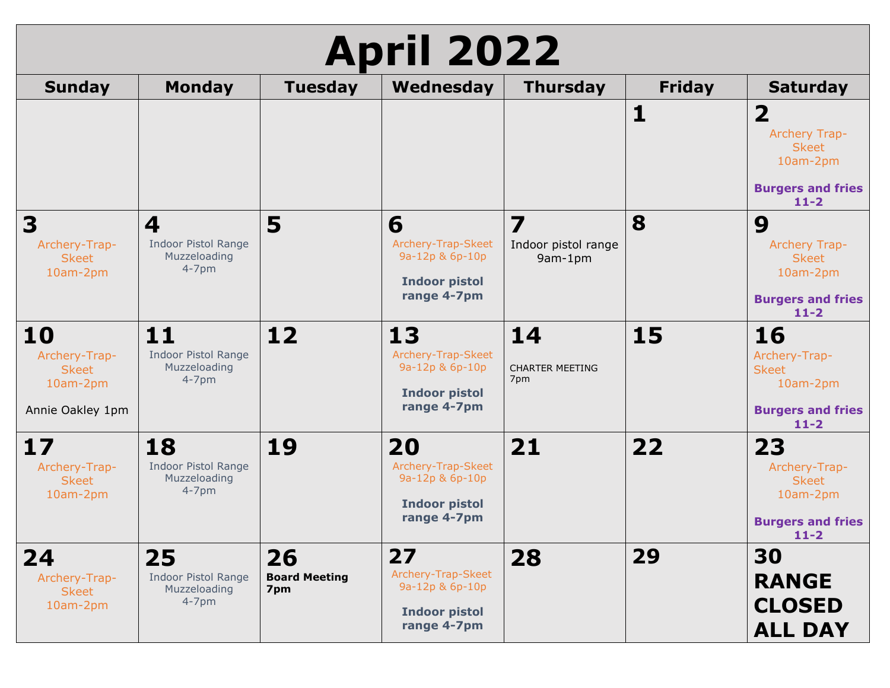# April 2022

| Sunday | Monday | Tuesday | Wednesday | Thursday | Friday | Saturday |
|---|---|---|---|---|---|---|
| | | | | | **1** | **2** Archery Trap-Skeet 10am-2pm **Burgers and fries 11-2** |
| **3** Archery-Trap-Skeet 10am-2pm | **4** Indoor Pistol Range Muzzeloading 4-7pm | **5** | **6** Archery-Trap-Skeet 9a-12p & 6p-10p **Indoor pistol range 4-7pm** | **7** Indoor pistol range 9am-1pm | **8** | **9** Archery Trap-Skeet 10am-2pm **Burgers and fries 11-2** |
| **10** Archery-Trap-Skeet 10am-2pm Annie Oakley 1pm | **11** Indoor Pistol Range Muzzeloading 4-7pm | **12** | **13** Archery-Trap-Skeet 9a-12p & 6p-10p **Indoor pistol range 4-7pm** | **14** CHARTER MEETING 7pm | **15** | **16** Archery-Trap-Skeet 10am-2pm **Burgers and fries 11-2** |
| **17** Archery-Trap-Skeet 10am-2pm | **18** Indoor Pistol Range Muzzeloading 4-7pm | **19** | **20** Archery-Trap-Skeet 9a-12p & 6p-10p **Indoor pistol range 4-7pm** | **21** | **22** | **23** Archery-Trap-Skeet 10am-2pm **Burgers and fries 11-2** |
| **24** Archery-Trap-Skeet 10am-2pm | **25** Indoor Pistol Range Muzzeloading 4-7pm | **26** **Board Meeting 7pm** | **27** Archery-Trap-Skeet 9a-12p & 6p-10p **Indoor pistol range 4-7pm** | **28** | **29** | **30** **RANGE CLOSED ALL DAY** |